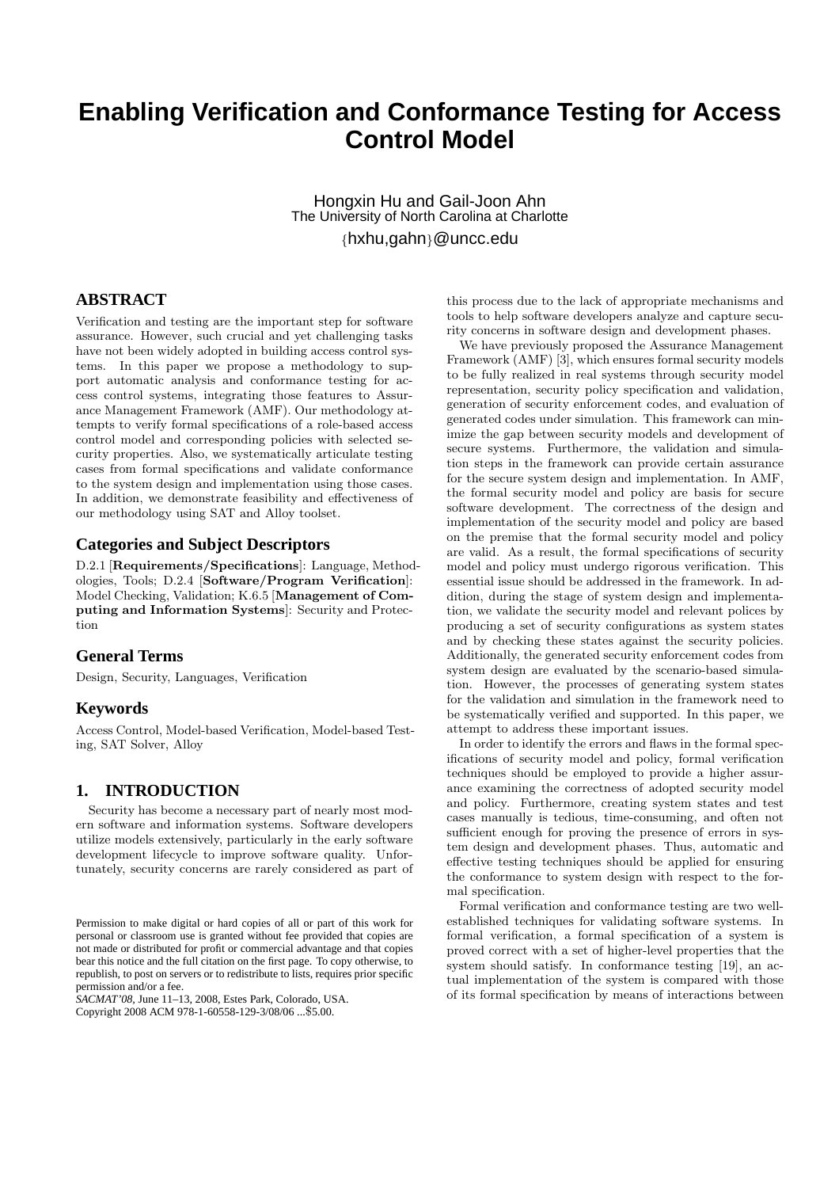# Enabling Verification and Conformance Testing for Access Control Model

Hongxin Hu and Gail-Joon Ahn
The University of North Carolina at Charlotte
{hxhu,gahn}@uncc.edu

## ABSTRACT

Verification and testing are the important step for software assurance. However, such crucial and yet challenging tasks have not been widely adopted in building access control systems. In this paper we propose a methodology to support automatic analysis and conformance testing for access control systems, integrating those features to Assurance Management Framework (AMF). Our methodology attempts to verify formal specifications of a role-based access control model and corresponding policies with selected security properties. Also, we systematically articulate testing cases from formal specifications and validate conformance to the system design and implementation using those cases. In addition, we demonstrate feasibility and effectiveness of our methodology using SAT and Alloy toolset.

## Categories and Subject Descriptors

D.2.1 [**Requirements/Specifications**]: Language, Methodologies, Tools; D.2.4 [**Software/Program Verification**]: Model Checking, Validation; K.6.5 [**Management of Computing and Information Systems**]: Security and Protection

## General Terms

Design, Security, Languages, Verification

## Keywords

Access Control, Model-based Verification, Model-based Testing, SAT Solver, Alloy

## 1. INTRODUCTION

Security has become a necessary part of nearly most modern software and information systems. Software developers utilize models extensively, particularly in the early software development lifecycle to improve software quality. Unfortunately, security concerns are rarely considered as part of this process due to the lack of appropriate mechanisms and tools to help software developers analyze and capture security concerns in software design and development phases.

We have previously proposed the Assurance Management Framework (AMF) [3], which ensures formal security models to be fully realized in real systems through security model representation, security policy specification and validation, generation of security enforcement codes, and evaluation of generated codes under simulation. This framework can minimize the gap between security models and development of secure systems. Furthermore, the validation and simulation steps in the framework can provide certain assurance for the secure system design and implementation. In AMF, the formal security model and policy are basis for secure software development. The correctness of the design and implementation of the security model and policy are based on the premise that the formal security model and policy are valid. As a result, the formal specifications of security model and policy must undergo rigorous verification. This essential issue should be addressed in the framework. In addition, during the stage of system design and implementation, we validate the security model and relevant polices by producing a set of security configurations as system states and by checking these states against the security policies. Additionally, the generated security enforcement codes from system design are evaluated by the scenario-based simulation. However, the processes of generating system states for the validation and simulation in the framework need to be systematically verified and supported. In this paper, we attempt to address these important issues.

In order to identify the errors and flaws in the formal specifications of security model and policy, formal verification techniques should be employed to provide a higher assurance examining the correctness of adopted security model and policy. Furthermore, creating system states and test cases manually is tedious, time-consuming, and often not sufficient enough for proving the presence of errors in system design and development phases. Thus, automatic and effective testing techniques should be applied for ensuring the conformance to system design with respect to the formal specification.

Formal verification and conformance testing are two well-established techniques for validating software systems. In formal verification, a formal specification of a system is proved correct with a set of higher-level properties that the system should satisfy. In conformance testing [19], an actual implementation of the system is compared with those of its formal specification by means of interactions between

Permission to make digital or hard copies of all or part of this work for personal or classroom use is granted without fee provided that copies are not made or distributed for profit or commercial advantage and that copies bear this notice and the full citation on the first page. To copy otherwise, to republish, to post on servers or to redistribute to lists, requires prior specific permission and/or a fee.
*SACMAT'08*, June 11–13, 2008, Estes Park, Colorado, USA.
Copyright 2008 ACM 978-1-60558-129-3/08/06 ...$5.00.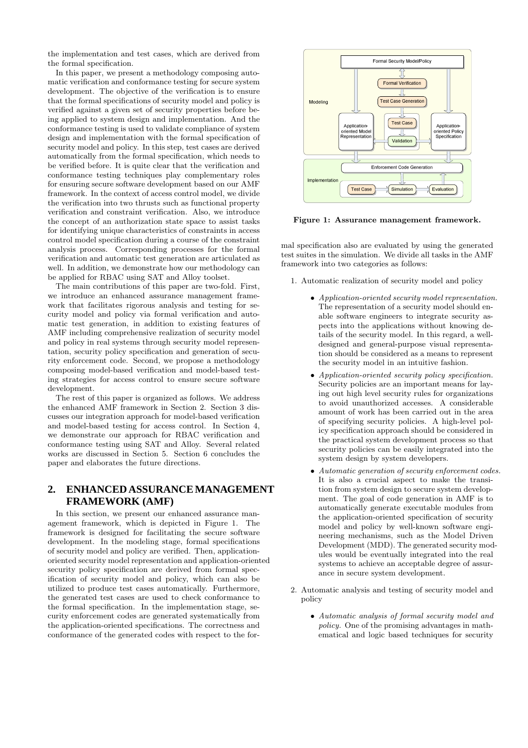the implementation and test cases, which are derived from the formal specification.

In this paper, we present a methodology composing automatic verification and conformance testing for secure system development. The objective of the verification is to ensure that the formal specifications of security model and policy is verified against a given set of security properties before being applied to system design and implementation. And the conformance testing is used to validate compliance of system design and implementation with the formal specification of security model and policy. In this step, test cases are derived automatically from the formal specification, which needs to be verified before. It is quite clear that the verification and conformance testing techniques play complementary roles for ensuring secure software development based on our AMF framework. In the context of access control model, we divide the verification into two thrusts such as functional property verification and constraint verification. Also, we introduce the concept of an authorization state space to assist tasks for identifying unique characteristics of constraints in access control model specification during a course of the constraint analysis process. Corresponding processes for the formal verification and automatic test generation are articulated as well. In addition, we demonstrate how our methodology can be applied for RBAC using SAT and Alloy toolset.

The main contributions of this paper are two-fold. First, we introduce an enhanced assurance management framework that facilitates rigorous analysis and testing for security model and policy via formal verification and automatic test generation, in addition to existing features of AMF including comprehensive realization of security model and policy in real systems through security model representation, security policy specification and generation of security enforcement code. Second, we propose a methodology composing model-based verification and model-based testing strategies for access control to ensure secure software development.

The rest of this paper is organized as follows. We address the enhanced AMF framework in Section 2. Section 3 discusses our integration approach for model-based verification and model-based testing for access control. In Section 4, we demonstrate our approach for RBAC verification and conformance testing using SAT and Alloy. Several related works are discussed in Section 5. Section 6 concludes the paper and elaborates the future directions.

## 2. ENHANCED ASSURANCE MANAGEMENT FRAMEWORK (AMF)

In this section, we present our enhanced assurance management framework, which is depicted in Figure 1. The framework is designed for facilitating the secure software development. In the modeling stage, formal specifications of security model and policy are verified. Then, application-oriented security model representation and application-oriented security policy specification are derived from formal specification of security model and policy, which can also be utilized to produce test cases automatically. Furthermore, the generated test cases are used to check conformance to the formal specification. In the implementation stage, security enforcement codes are generated systematically from the application-oriented specifications. The correctness and conformance of the generated codes with respect to the formal specification also are evaluated by using the generated test suites in the simulation. We divide all tasks in the AMF framework into two categories as follows:

**Figure 1: Assurance management framework.**

1. Automatic realization of security model and policy
   - *Application-oriented security model representation.* The representation of a security model should enable software engineers to integrate security aspects into the applications without knowing details of the security model. In this regard, a well-designed and general-purpose visual representation should be considered as a means to represent the security model in an intuitive fashion.
   - *Application-oriented security policy specification.* Security policies are an important means for laying out high level security rules for organizations to avoid unauthorized accesses. A considerable amount of work has been carried out in the area of specifying security policies. A high-level policy specification approach should be considered in the practical system development process so that security policies can be easily integrated into the system design by system developers.
   - *Automatic generation of security enforcement codes.* It is also a crucial aspect to make the transition from system design to secure system development. The goal of code generation in AMF is to automatically generate executable modules from the application-oriented specification of security model and policy by well-known software engineering mechanisms, such as the Model Driven Development (MDD). The generated security modules would be eventually integrated into the real systems to achieve an acceptable degree of assurance in secure system development.
2. Automatic analysis and testing of security model and policy
   - *Automatic analysis of formal security model and policy.* One of the promising advantages in mathematical and logic based techniques for security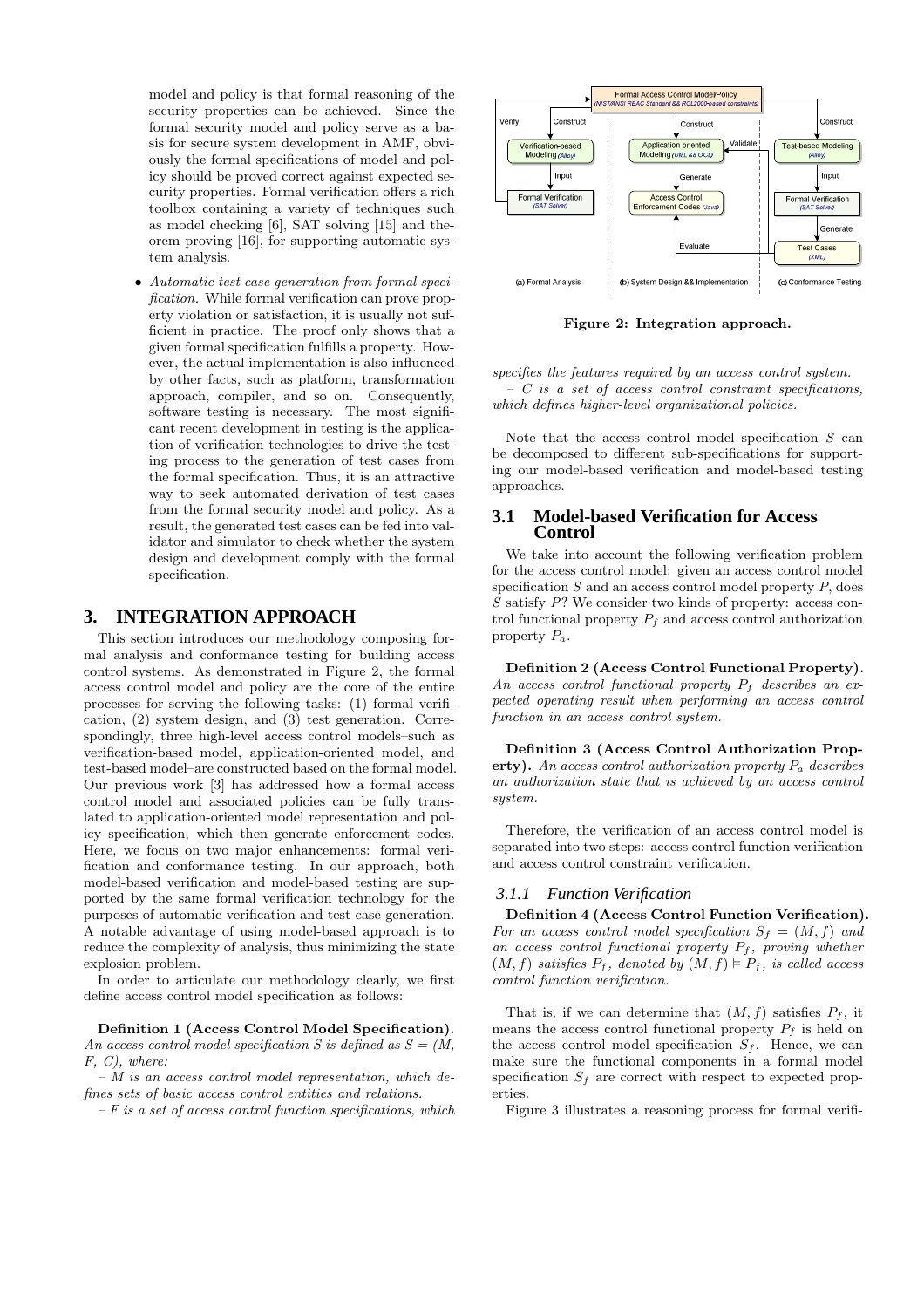model and policy is that formal reasoning of the security properties can be achieved. Since the formal security model and policy serve as a basis for secure system development in AMF, obviously the formal specifications of model and policy should be proved correct against expected security properties. Formal verification offers a rich toolbox containing a variety of techniques such as model checking [6], SAT solving [15] and theorem proving [16], for supporting automatic system analysis.

- *Automatic test case generation from formal specification.* While formal verification can prove property violation or satisfaction, it is usually not sufficient in practice. The proof only shows that a given formal specification fulfills a property. However, the actual implementation is also influenced by other facts, such as platform, transformation approach, compiler, and so on. Consequently, software testing is necessary. The most significant recent development in testing is the application of verification technologies to drive the testing process to the generation of test cases from the formal specification. Thus, it is an attractive way to seek automated derivation of test cases from the formal security model and policy. As a result, the generated test cases can be fed into validator and simulator to check whether the system design and development comply with the formal specification.

## 3. INTEGRATION APPROACH

This section introduces our methodology composing formal analysis and conformance testing for building access control systems. As demonstrated in Figure 2, the formal access control model and policy are the core of the entire processes for serving the following tasks: (1) formal verification, (2) system design, and (3) test generation. Correspondingly, three high-level access control models–such as verification-based model, application-oriented model, and test-based model–are constructed based on the formal model. Our previous work [3] has addressed how a formal access control model and associated policies can be fully translated to application-oriented model representation and policy specification, which then generate enforcement codes. Here, we focus on two major enhancements: formal verification and conformance testing. In our approach, both model-based verification and model-based testing are supported by the same formal verification technology for the purposes of automatic verification and test case generation. A notable advantage of using model-based approach is to reduce the complexity of analysis, thus minimizing the state explosion problem.

In order to articulate our methodology clearly, we first define access control model specification as follows:

**Definition 1 (Access Control Model Specification).** *An access control model specification $S$ is defined as $S = (M, F, C)$, where:*

*– $M$ is an access control model representation, which defines sets of basic access control entities and relations.*

*– $F$ is a set of access control function specifications, which specifies the features required by an access control system.*

*– $C$ is a set of access control constraint specifications, which defines higher-level organizational policies.*

Figure 2: Integration approach.

Note that the access control model specification $S$ can be decomposed to different sub-specifications for supporting our model-based verification and model-based testing approaches.

### 3.1 Model-based Verification for Access Control

We take into account the following verification problem for the access control model: given an access control model specification $S$ and an access control model property $P$, does $S$ satisfy $P$? We consider two kinds of property: access control functional property $P_f$ and access control authorization property $P_a$.

**Definition 2 (Access Control Functional Property).** *An access control functional property $P_f$ describes an expected operating result when performing an access control function in an access control system.*

**Definition 3 (Access Control Authorization Property).** *An access control authorization property $P_a$ describes an authorization state that is achieved by an access control system.*

Therefore, the verification of an access control model is separated into two steps: access control function verification and access control constraint verification.

#### 3.1.1 Function Verification

**Definition 4 (Access Control Function Verification).** *For an access control model specification $S_f = (M, f)$ and an access control functional property $P_f$, proving whether $(M, f)$ satisfies $P_f$, denoted by $(M, f) \models P_f$, is called access control function verification.*

That is, if we can determine that $(M, f)$ satisfies $P_f$, it means the access control functional property $P_f$ is held on the access control model specification $S_f$. Hence, we can make sure the functional components in a formal model specification $S_f$ are correct with respect to expected properties.

Figure 3 illustrates a reasoning process for formal verifi-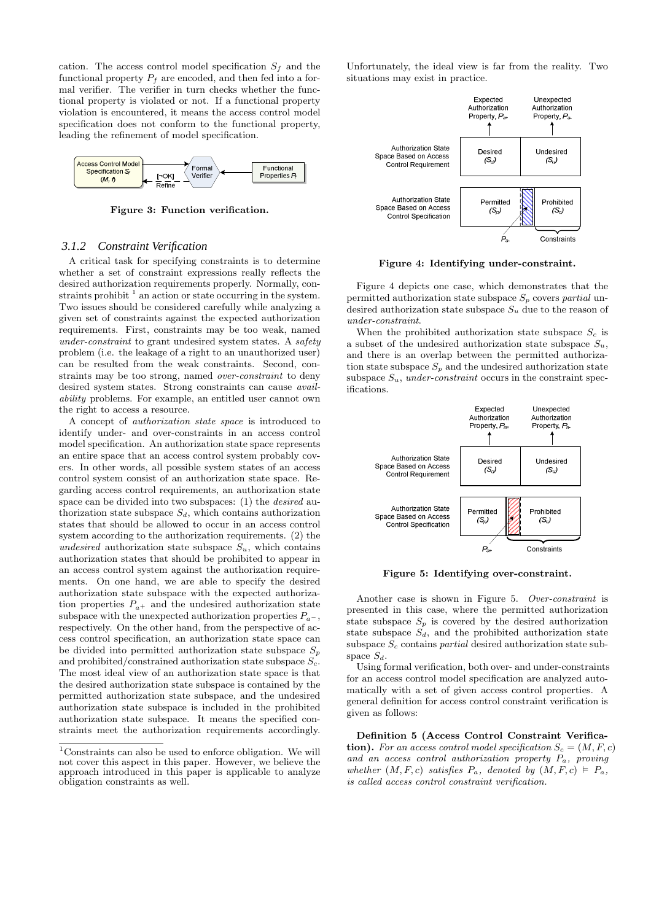cation. The access control model specification $S_f$ and the functional property $P_f$ are encoded, and then fed into a formal verifier. The verifier in turn checks whether the functional property is violated or not. If a functional property violation is encountered, it means the access control model specification does not conform to the functional property, leading the refinement of model specification.

**Figure 3: Function verification.**

### 3.1.2 Constraint Verification

A critical task for specifying constraints is to determine whether a set of constraint expressions really reflects the desired authorization requirements properly. Normally, constraints prohibit [1] an action or state occurring in the system. Two issues should be considered carefully while analyzing a given set of constraints against the expected authorization requirements. First, constraints may be too weak, named *under-constraint* to grant undesired system states. A *safety* problem (i.e. the leakage of a right to an unauthorized user) can be resulted from the weak constraints. Second, constraints may be too strong, named *over-constraint* to deny desired system states. Strong constraints can cause *availability* problems. For example, an entitled user cannot own the right to access a resource.

A concept of *authorization state space* is introduced to identify under- and over-constraints in an access control model specification. An authorization state space represents an entire space that an access control system probably covers. In other words, all possible system states of an access control system consist of an authorization state space. Regarding access control requirements, an authorization state space can be divided into two subspaces: (1) the *desired* authorization state subspace $S_d$, which contains authorization states that should be allowed to occur in an access control system according to the authorization requirements. (2) the *undesired* authorization state subspace $S_u$, which contains authorization states that should be prohibited to appear in an access control system against the authorization requirements. On one hand, we are able to specify the desired authorization state subspace with the expected authorization properties $P_{a^+}$ and the undesired authorization state subspace with the unexpected authorization properties $P_{a^-}$, respectively. On the other hand, from the perspective of access control specification, an authorization state space can be divided into permitted authorization state subspace $S_p$ and prohibited/constrained authorization state subspace $S_c$. The most ideal view of an authorization state space is that the desired authorization state subspace is contained by the permitted authorization state subspace, and the undesired authorization state subspace is included in the prohibited authorization state subspace. It means the specified constraints meet the authorization requirements accordingly. Unfortunately, the ideal view is far from the reality. Two situations may exist in practice.

[1] Constraints can also be used to enforce obligation. We will not cover this aspect in this paper. However, we believe the approach introduced in this paper is applicable to analyze obligation constraints as well.

**Figure 4: Identifying under-constraint.**

Figure 4 depicts one case, which demonstrates that the permitted authorization state subspace $S_p$ covers *partial* undesired authorization state subspace $S_u$ due to the reason of *under-constraint*.

When the prohibited authorization state subspace $S_c$ is a subset of the undesired authorization state subspace $S_u$, and there is an overlap between the permitted authorization state subspace $S_p$ and the undesired authorization state subspace $S_u$, *under-constraint* occurs in the constraint specifications.

**Figure 5: Identifying over-constraint.**

Another case is shown in Figure 5. *Over-constraint* is presented in this case, where the permitted authorization state subspace $S_p$ is covered by the desired authorization state subspace $S_d$, and the prohibited authorization state subspace $S_c$ contains *partial* desired authorization state subspace $S_d$.

Using formal verification, both over- and under-constraints for an access control model specification are analyzed automatically with a set of given access control properties. A general definition for access control constraint verification is given as follows:

**Definition 5 (Access Control Constraint Verification).** *For an access control model specification $S_c = (M, F, c)$ and an access control authorization property $P_a$, proving whether $(M, F, c)$ satisfies $P_a$, denoted by $(M, F, c) \models P_a$, is called access control constraint verification.*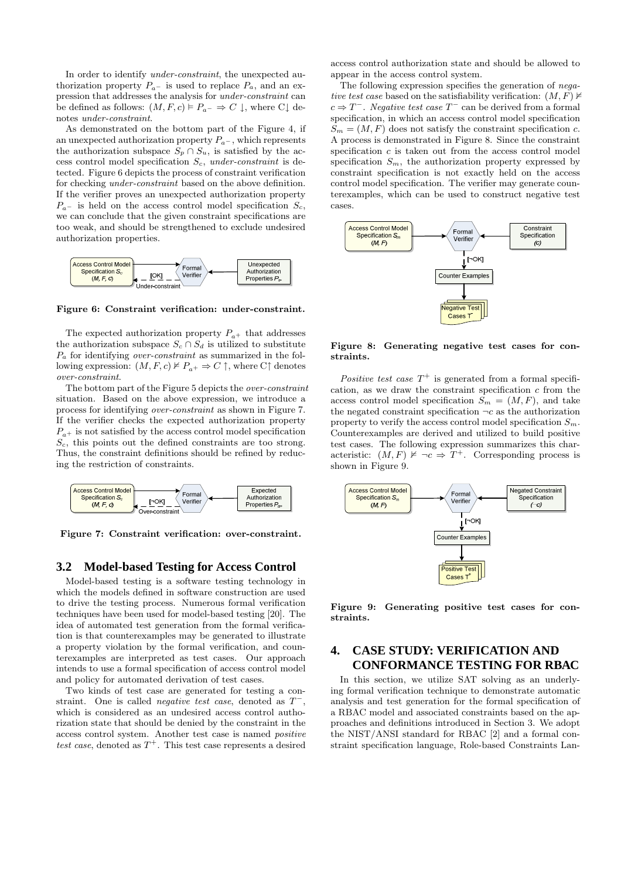In order to identify *under-constraint*, the unexpected authorization property $P_{a^-}$ is used to replace $P_a$, and an expression that addresses the analysis for *under-constraint* can be defined as follows: $(M, F, c) \vDash P_{a^-} \Rightarrow C\downarrow$, where C↓ denotes *under-constraint*.

As demonstrated on the bottom part of the Figure 4, if an unexpected authorization property $P_{a^-}$, which represents the authorization subspace $S_p \cap S_u$, is satisfied by the access control model specification $S_c$, *under-constraint* is detected. Figure 6 depicts the process of constraint verification for checking *under-constraint* based on the above definition. If the verifier proves an unexpected authorization property $P_{a^-}$ is held on the access control model specification $S_c$, we can conclude that the given constraint specifications are too weak, and should be strengthened to exclude undesired authorization properties.

**Figure 6: Constraint verification: under-constraint.**

The expected authorization property $P_{a^+}$ that addresses the authorization subspace $S_c \cap S_d$ is utilized to substitute $P_a$ for identifying *over-constraint* as summarized in the following expression: $(M, F, c) \nvDash P_{a^+} \Rightarrow C\uparrow$, where C↑ denotes *over-constraint*.

The bottom part of the Figure 5 depicts the *over-constraint* situation. Based on the above expression, we introduce a process for identifying *over-constraint* as shown in Figure 7. If the verifier checks the expected authorization property $P_{a^+}$ is not satisfied by the access control model specification $S_c$, this points out the defined constraints are too strong. Thus, the constraint definitions should be refined by reducing the restriction of constraints.

**Figure 7: Constraint verification: over-constraint.**

## 3.2 Model-based Testing for Access Control

Model-based testing is a software testing technology in which the models defined in software construction are used to drive the testing process. Numerous formal verification techniques have been used for model-based testing [20]. The idea of automated test generation from the formal verification is that counterexamples may be generated to illustrate a property violation by the formal verification, and counterexamples are interpreted as test cases. Our approach intends to use a formal specification of access control model and policy for automated derivation of test cases.

Two kinds of test case are generated for testing a constraint. One is called *negative test case*, denoted as $T^-$, which is considered as an undesired access control authorization state that should be denied by the constraint in the access control system. Another test case is named *positive test case*, denoted as $T^+$. This test case represents a desired access control authorization state and should be allowed to appear in the access control system.

The following expression specifies the generation of *negative test case* based on the satisfiability verification: $(M, F) \nvDash c \Rightarrow T^-$. *Negative test case* $T^-$ can be derived from a formal specification, in which an access control model specification $S_m = (M, F)$ does not satisfy the constraint specification $c$. A process is demonstrated in Figure 8. Since the constraint specification $c$ is taken out from the access control model specification $S_m$, the authorization property expressed by constraint specification is not exactly held on the access control model specification. The verifier may generate counterexamples, which can be used to construct negative test cases.

**Figure 8: Generating negative test cases for constraints.**

*Positive test case* $T^+$ is generated from a formal specification, as we draw the constraint specification $c$ from the access control model specification $S_m = (M, F)$, and take the negated constraint specification $\neg c$ as the authorization property to verify the access control model specification $S_m$. Counterexamples are derived and utilized to build positive test cases. The following expression summarizes this characteristic: $(M, F) \nvDash \neg c \Rightarrow T^+$. Corresponding process is shown in Figure 9.

**Figure 9: Generating positive test cases for constraints.**

# 4. CASE STUDY: VERIFICATION AND CONFORMANCE TESTING FOR RBAC

In this section, we utilize SAT solving as an underlying formal verification technique to demonstrate automatic analysis and test generation for the formal specification of a RBAC model and associated constraints based on the approaches and definitions introduced in Section 3. We adopt the NIST/ANSI standard for RBAC [2] and a formal constraint specification language, Role-based Constraints Lan-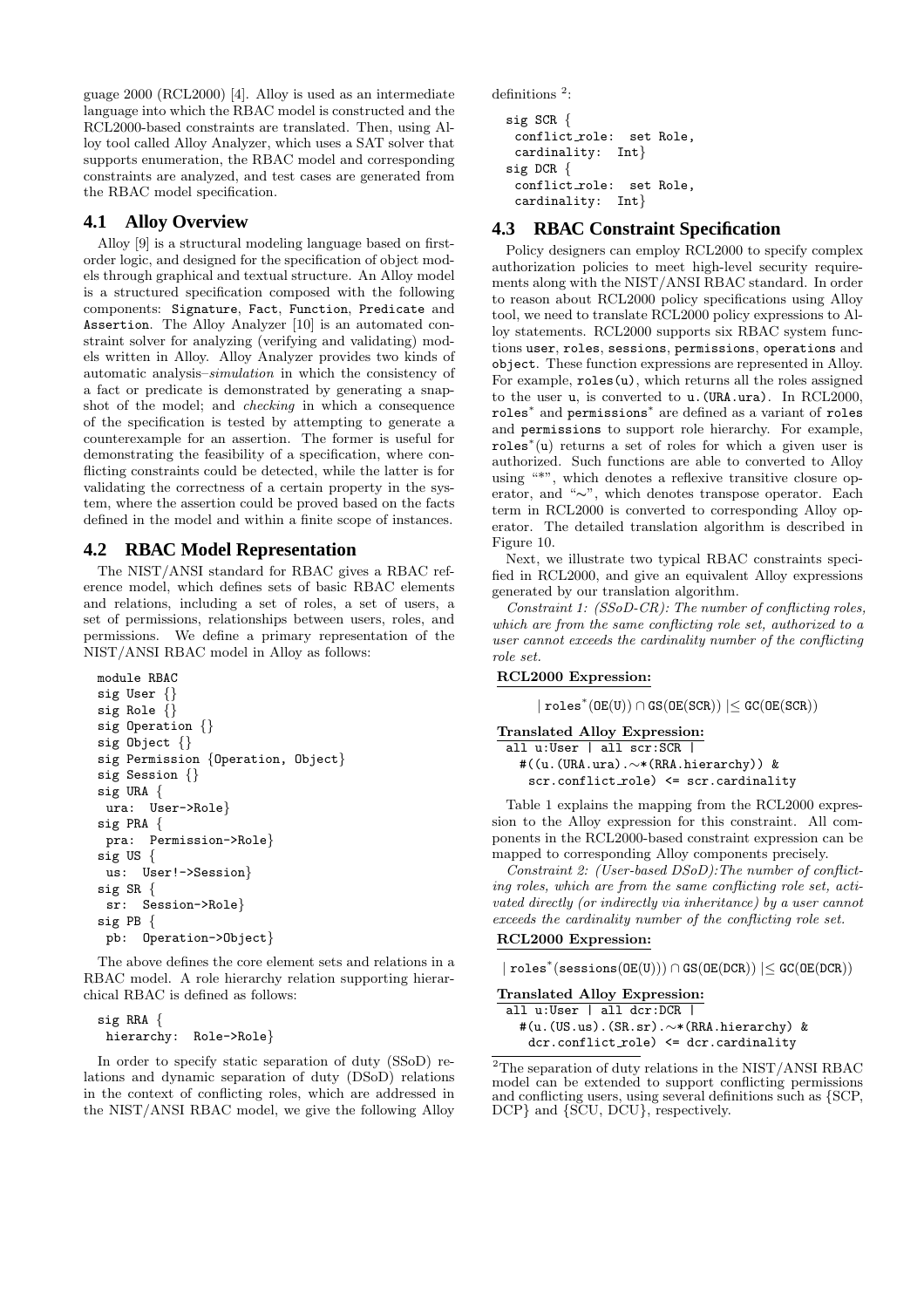guage 2000 (RCL2000) [4]. Alloy is used as an intermediate language into which the RBAC model is constructed and the RCL2000-based constraints are translated. Then, using Alloy tool called Alloy Analyzer, which uses a SAT solver that supports enumeration, the RBAC model and corresponding constraints are analyzed, and test cases are generated from the RBAC model specification.

## 4.1 Alloy Overview

Alloy [9] is a structural modeling language based on first-order logic, and designed for the specification of object models through graphical and textual structure. An Alloy model is a structured specification composed with the following components: `Signature`, `Fact`, `Function`, `Predicate` and `Assertion`. The Alloy Analyzer [10] is an automated constraint solver for analyzing (verifying and validating) models written in Alloy. Alloy Analyzer provides two kinds of automatic analysis–*simulation* in which the consistency of a fact or predicate is demonstrated by generating a snapshot of the model; and *checking* in which a consequence of the specification is tested by attempting to generate a counterexample for an assertion. The former is useful for demonstrating the feasibility of a specification, where conflicting constraints could be detected, while the latter is for validating the correctness of a certain property in the system, where the assertion could be proved based on the facts defined in the model and within a finite scope of instances.

## 4.2 RBAC Model Representation

The NIST/ANSI standard for RBAC gives a RBAC reference model, which defines sets of basic RBAC elements and relations, including a set of roles, a set of users, a set of permissions, relationships between users, roles, and permissions. We define a primary representation of the NIST/ANSI RBAC model in Alloy as follows:

```
module RBAC
sig User {}
sig Role {}
sig Operation {}
sig Object {}
sig Permission {Operation, Object}
sig Session {}
sig URA {
 ura:  User->Role}
sig PRA {
 pra:  Permission->Role}
sig US {
 us:  User!->Session}
sig SR {
 sr:  Session->Role}
sig PB {
 pb:  Operation->Object}
```

The above defines the core element sets and relations in a RBAC model. A role hierarchy relation supporting hierarchical RBAC is defined as follows:

```
sig RRA {
 hierarchy:  Role->Role}
```

In order to specify static separation of duty (SSoD) relations and dynamic separation of duty (DSoD) relations in the context of conflicting roles, which are addressed in the NIST/ANSI RBAC model, we give the following Alloy definitions [2]:

```
sig SCR {
 conflict_role:  set Role,
 cardinality:  Int}
sig DCR {
 conflict_role:  set Role,
 cardinality:  Int}
```

## 4.3 RBAC Constraint Specification

Policy designers can employ RCL2000 to specify complex authorization policies to meet high-level security requirements along with the NIST/ANSI RBAC standard. In order to reason about RCL2000 policy specifications using Alloy tool, we need to translate RCL2000 policy expressions to Alloy statements. RCL2000 supports six RBAC system functions `user`, `roles`, `sessions`, `permissions`, `operations` and `object`. These function expressions are represented in Alloy. For example, `roles(u)`, which returns all the roles assigned to the user `u`, is converted to `u.(URA.ura)`. In RCL2000, `roles`$^*$ and `permissions`$^*$ are defined as a variant of `roles` and `permissions` to support role hierarchy. For example, `roles`$^*$`(u)` returns a set of roles for which a given user is authorized. Such functions are able to converted to Alloy using "\*", which denotes a reflexive transitive closure operator, and "∼", which denotes transpose operator. Each term in RCL2000 is converted to corresponding Alloy operator. The detailed translation algorithm is described in Figure 10.

Next, we illustrate two typical RBAC constraints specified in RCL2000, and give an equivalent Alloy expressions generated by our translation algorithm.

*Constraint 1: (SSoD-CR): The number of conflicting roles, which are from the same conflicting role set, authorized to a user cannot exceeds the cardinality number of the conflicting role set.*

**RCL2000 Expression:**

$$|\,\texttt{roles}^*(\texttt{OE(U)}) \cap \texttt{GS(OE(SCR))}\,| \leq \texttt{GC(OE(SCR))}$$

**Translated Alloy Expression:**

```
all u:User | all scr:SCR |
  #((u.(URA.ura).~*(RRA.hierarchy)) &
   scr.conflict_role) <= scr.cardinality
```

Table 1 explains the mapping from the RCL2000 expression to the Alloy expression for this constraint. All components in the RCL2000-based constraint expression can be mapped to corresponding Alloy components precisely.

*Constraint 2: (User-based DSoD):The number of conflicting roles, which are from the same conflicting role set, activated directly (or indirectly via inheritance) by a user cannot exceeds the cardinality number of the conflicting role set.*

**RCL2000 Expression:**

$$|\,\texttt{roles}^*(\texttt{sessions(OE(U))}) \cap \texttt{GS(OE(DCR))}\,| \leq \texttt{GC(OE(DCR))}$$

**Translated Alloy Expression:**

```
all u:User | all dcr:DCR |
  #(u.(US.us).(SR.sr).~*(RRA.hierarchy) &
   dcr.conflict_role) <= dcr.cardinality
```

[2] The separation of duty relations in the NIST/ANSI RBAC model can be extended to support conflicting permissions and conflicting users, using several definitions such as {SCP, DCP} and {SCU, DCU}, respectively.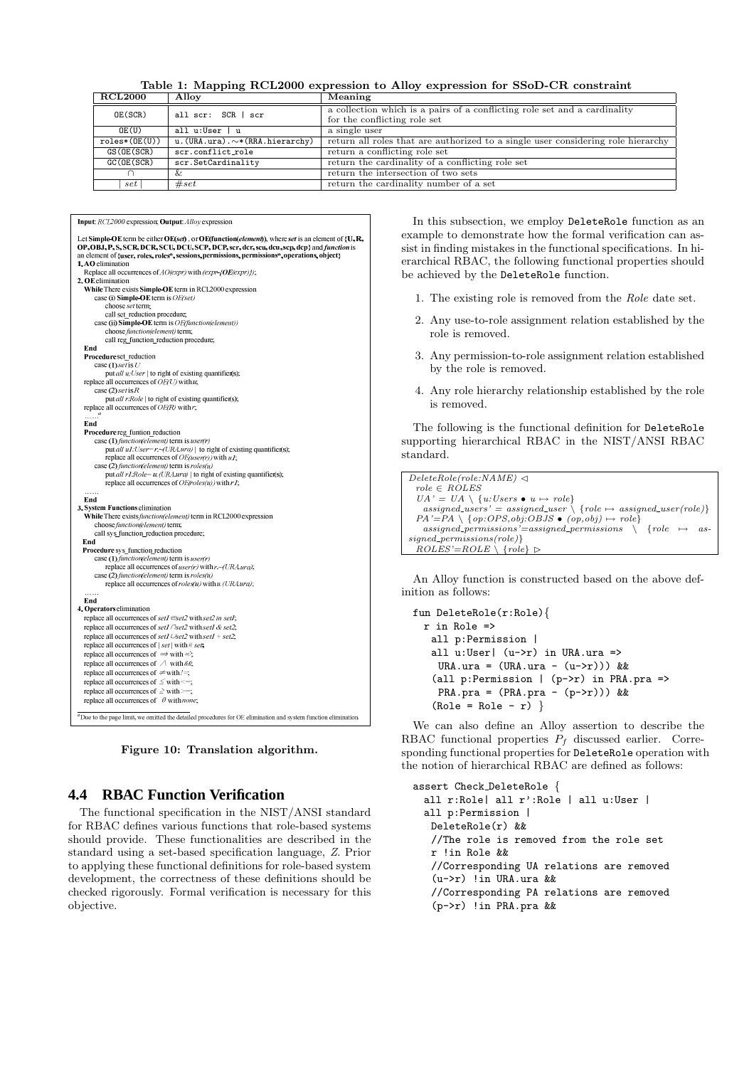**Table 1: Mapping RCL2000 expression to Alloy expression for SSoD-CR constraint**

| RCL2000 | Alloy | Meaning |
|---|---|---|
| OE(SCR) | all scr: SCR \| scr | a collection which is a pairs of a conflicting role set and a cardinality for the conflicting role set |
| OE(U) | all u:User \| u | a single user |
| roles*(OE(U)) | u.(URA.ura).~*(RRA.hierarchy) | return all roles that are authorized to a single user considering role hierarchy |
| GS(OE(SCR) | scr.conflict_role | return a conflicting role set |
| GC(OE(SCR) | scr.SetCardinality | return the cardinality of a conflicting role set |
| $\cap$ | & | return the intersection of two sets |
| $\mid set \mid$ | $\#set$ | return the cardinality number of a set |

**Input**: *RCL2000* expression; **Output**: *Alloy* expression

Let **Simple-OE** term be either **OE(*set*)** , or **OE(*function*(*element*))**, where *set* is an element of **{U, R, OP, OBJ, P, S, SCR, DCR, SCU, DCU, SCP, DCP, scr, dcr, scu, dcu, scp, dcp}** and *function* is an element of **{user, roles, roles\*, sessions, permissions, permissions\*, operations, object}**

**1. AO** elimination
 Replace all occurrences of *AO(expr)* with *(expr-{OE(expr)})*;
**2. OE** elimination
 **While** There exists **Simple-OE** term in RCL2000 expression
  case (i) **Simple-OE** term is *OE(set)*
   choose *set* term;
   call set_reduction procedure;
  case (ii) **Simple-OE** term is *OE(function(element))*
   choose *function(element)* term;
   call reg_function_reduction procedure;
 **End**
 **Procedure** set_reduction
  case (1) *set* is *U*
   put *all u:User |* to right of existing quantifier(s);
  replace all occurrences of *OE(U)* with *u*;
  case (2) *set* is *R*
   put *all r:Role |* to right of existing quantifier(s);
  replace all occurrences of *OE(R)* with *r*;
  ......[a]
 **End**
 **Procedure** reg_funtion_reduction
  case (1) *function(element)* term is *user(r)*
   put *all u1:User=r.~(URA.ura) |* to right of existing quantifier(s);
   replace all occurrences of *OE(user(r))* with *u1*;
  case (2) *function(element)* term is *roles(u)*
   put *all r1:Role=u.(URA.ura) |* to right of existing quantifier(s);
   replace all occurrences of *OE(roles(u))* with *r1*;
  ......
 **End**
**3. System Functions** elimination
 **While** There exists *function(element)* term in RCL2000 expression
  choose *function(element)* term;
  call sys_function_reduction procedure;
 **End**
 **Procedure** sys_function_reduction
  case (1) *function(element)* term is *user(r)*
   replace all occurrences of *user(r)* with *r.~(URA.ura)*;
  case (2) *function(element)* term is *roles(u)*
   replace all occurrences of *roles(u)* with *u.(URA.ura)*;
  ......
 **End**
**4. Operators** elimination
 replace all occurrences of *set1* $\in$ *set2* with *set2 in set1*;
 replace all occurrences of *set1* $\cap$ *set2* with *set1* & *set2*;
 replace all occurrences of *set1* $\cup$ *set2* with *set1 + set2*;
 replace all occurrences of $\mid set \mid$ with *# set*;
 replace all occurrences of $\Rightarrow$ with =>;
 replace all occurrences of $\wedge$ with &&;
 replace all occurrences of $\neq$ with !=;
 replace all occurrences of $\leq$ with <=;
 replace all occurrences of $\geq$ with >=;
 replace all occurrences of $\emptyset$ with *none*;

[a] Due to the page limit, we omitted the detailed procedures for OE elimination and system function elimination.

**Figure 10: Translation algorithm.**

## 4.4 RBAC Function Verification

The functional specification in the NIST/ANSI standard for RBAC defines various functions that role-based systems should provide. These functionalities are described in the standard using a set-based specification language, *Z*. Prior to applying these functional definitions for role-based system development, the correctness of these definitions should be checked rigorously. Formal verification is necessary for this objective.

In this subsection, we employ `DeleteRole` function as an example to demonstrate how the formal verification can assist in finding mistakes in the functional specifications. In hierarchical RBAC, the following functional properties should be achieved by the `DeleteRole` function.

1. The existing role is removed from the *Role* date set.
2. Any use-to-role assignment relation established by the role is removed.
3. Any permission-to-role assignment relation established by the role is removed.
4. Any role hierarchy relationship established by the role is removed.

The following is the functional definition for `DeleteRole` supporting hierarchical RBAC in the NIST/ANSI RBAC standard.

$DeleteRole(role{:}NAME) \lhd$
 $role \in ROLES$
 $UA' = UA \setminus \{u{:}Users \bullet u \mapsto role\}$
  $assigned\_users' = assigned\_user \setminus \{role \mapsto assigned\_user(role)\}$
 $PA'=PA \setminus \{op{:}OPS, obj{:}OBJS \bullet (op,obj) \mapsto role\}$
  $assigned\_permissions'=assigned\_permissions \setminus \{role \mapsto assigned\_permissions(role)\}$
 $ROLES'=ROLE \setminus \{role\} \rhd$

An Alloy function is constructed based on the above definition as follows:

```
fun DeleteRole(r:Role){
  r in Role =>
   all p:Permission |
   all u:User| (u->r) in URA.ura =>
    URA.ura = (URA.ura - (u->r))) &&
   (all p:Permission | (p->r) in PRA.pra =>
    PRA.pra = (PRA.pra - (p->r))) &&
   (Role = Role - r) }
```

We can also define an Alloy assertion to describe the RBAC functional properties $P_f$ discussed earlier. Corresponding functional properties for `DeleteRole` operation with the notion of hierarchical RBAC are defined as follows:

```
assert Check_DeleteRole {
  all r:Role| all r':Role | all u:User |
  all p:Permission |
   DeleteRole(r) &&
   //The role is removed from the role set
   r !in Role &&
   //Corresponding UA relations are removed
   (u->r) !in URA.ura &&
   //Corresponding PA relations are removed
   (p->r) !in PRA.pra &&
```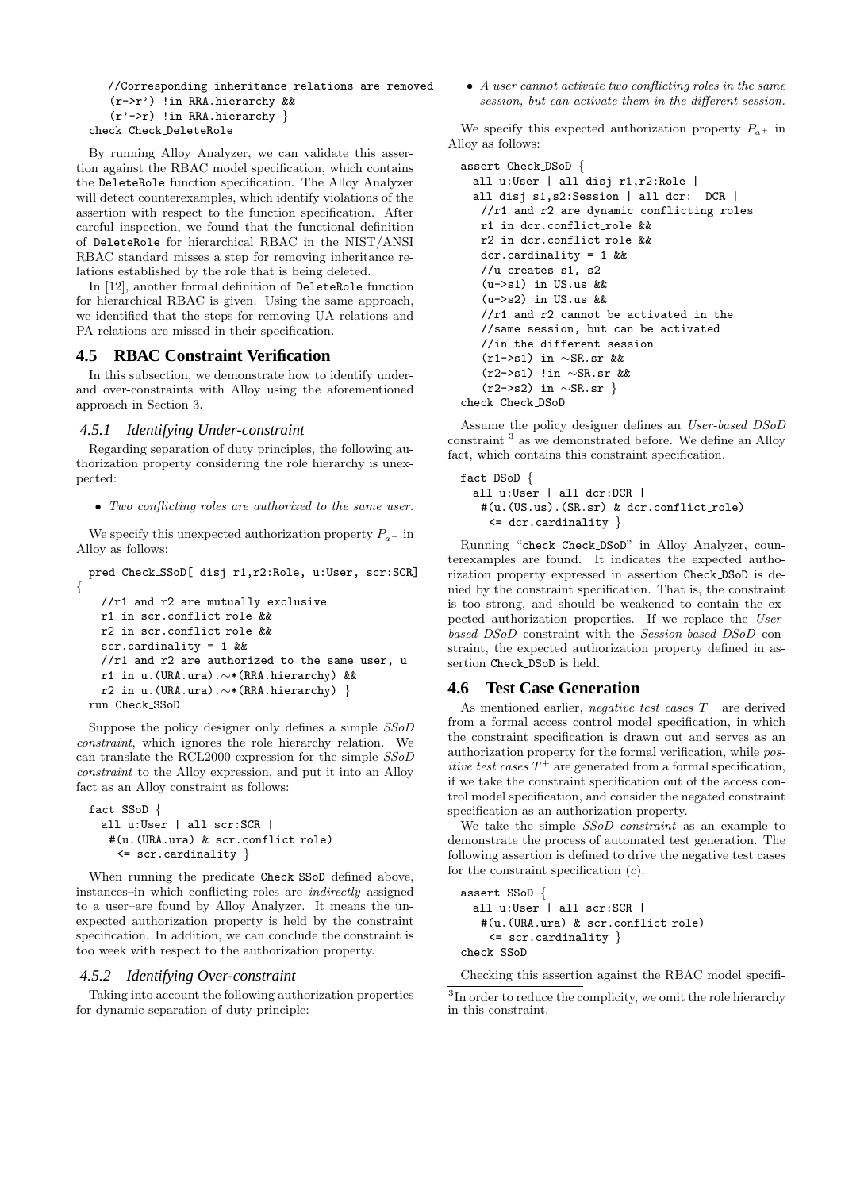```
    //Corresponding inheritance relations are removed
    (r->r') !in RRA.hierarchy &&
    (r'->r) !in RRA.hierarchy }
check Check_DeleteRole
```

By running Alloy Analyzer, we can validate this assertion against the RBAC model specification, which contains the `DeleteRole` function specification. The Alloy Analyzer will detect counterexamples, which identify violations of the assertion with respect to the function specification. After careful inspection, we found that the functional definition of `DeleteRole` for hierarchical RBAC in the NIST/ANSI RBAC standard misses a step for removing inheritance relations established by the role that is being deleted.

In [12], another formal definition of `DeleteRole` function for hierarchical RBAC is given. Using the same approach, we identified that the steps for removing UA relations and PA relations are missed in their specification.

## 4.5 RBAC Constraint Verification

In this subsection, we demonstrate how to identify under- and over-constraints with Alloy using the aforementioned approach in Section 3.

### 4.5.1 Identifying Under-constraint

Regarding separation of duty principles, the following authorization property considering the role hierarchy is unexpected:

- *Two conflicting roles are authorized to the same user.*

We specify this unexpected authorization property $P_{a^-}$ in Alloy as follows:

```
pred Check_SSoD[ disj r1,r2:Role, u:User, scr:SCR]
{
    //r1 and r2 are mutually exclusive
    r1 in scr.conflict_role &&
    r2 in scr.conflict_role &&
    scr.cardinality = 1 &&
    //r1 and r2 are authorized to the same user, u
    r1 in u.(URA.ura).~*(RRA.hierarchy) &&
    r2 in u.(URA.ura).~*(RRA.hierarchy) }
run Check_SSoD
```

Suppose the policy designer only defines a simple *SSoD constraint*, which ignores the role hierarchy relation. We can translate the RCL2000 expression for the simple *SSoD constraint* to the Alloy expression, and put it into an Alloy fact as an Alloy constraint as follows:

```
fact SSoD {
  all u:User | all scr:SCR |
   #(u.(URA.ura) & scr.conflict_role)
    <= scr.cardinality }
```

When running the predicate `Check_SSoD` defined above, instances–in which conflicting roles are *indirectly* assigned to a user–are found by Alloy Analyzer. It means the unexpected authorization property is held by the constraint specification. In addition, we can conclude the constraint is too week with respect to the authorization property.

### 4.5.2 Identifying Over-constraint

Taking into account the following authorization properties for dynamic separation of duty principle:

- *A user cannot activate two conflicting roles in the same session, but can activate them in the different session.*

We specify this expected authorization property $P_{a^+}$ in Alloy as follows:

```
assert Check_DSoD {
  all u:User | all disj r1,r2:Role |
  all disj s1,s2:Session | all dcr:  DCR |
   //r1 and r2 are dynamic conflicting roles
   r1 in dcr.conflict_role &&
   r2 in dcr.conflict_role &&
   dcr.cardinality = 1 &&
   //u creates s1, s2
   (u->s1) in US.us &&
   (u->s2) in US.us &&
   //r1 and r2 cannot be activated in the
   //same session, but can be activated
   //in the different session
   (r1->s1) in ~SR.sr &&
   (r2->s1) !in ~SR.sr &&
   (r2->s2) in ~SR.sr }
check Check_DSoD
```

Assume the policy designer defines an *User-based DSoD* constraint [3] as we demonstrated before. We define an Alloy fact, which contains this constraint specification.

```
fact DSoD {
  all u:User | all dcr:DCR |
   #(u.(US.us).(SR.sr) & dcr.conflict_role)
    <= dcr.cardinality }
```

Running "`check Check_DSoD`" in Alloy Analyzer, counterexamples are found. It indicates the expected authorization property expressed in assertion `Check_DSoD` is denied by the constraint specification. That is, the constraint is too strong, and should be weakened to contain the expected authorization properties. If we replace the *User-based DSoD* constraint with the *Session-based DSoD* constraint, the expected authorization property defined in assertion `Check_DSoD` is held.

## 4.6 Test Case Generation

As mentioned earlier, *negative test cases* $T^-$ are derived from a formal access control model specification, in which the constraint specification is drawn out and serves as an authorization property for the formal verification, while *positive test cases* $T^+$ are generated from a formal specification, if we take the constraint specification out of the access control model specification, and consider the negated constraint specification as an authorization property.

We take the simple *SSoD constraint* as an example to demonstrate the process of automated test generation. The following assertion is defined to drive the negative test cases for the constraint specification ($c$).

```
assert SSoD {
  all u:User | all scr:SCR |
   #(u.(URA.ura) & scr.conflict_role)
    <= scr.cardinality }
check SSoD
```

Checking this assertion against the RBAC model specifi-

[3] In order to reduce the complicity, we omit the role hierarchy in this constraint.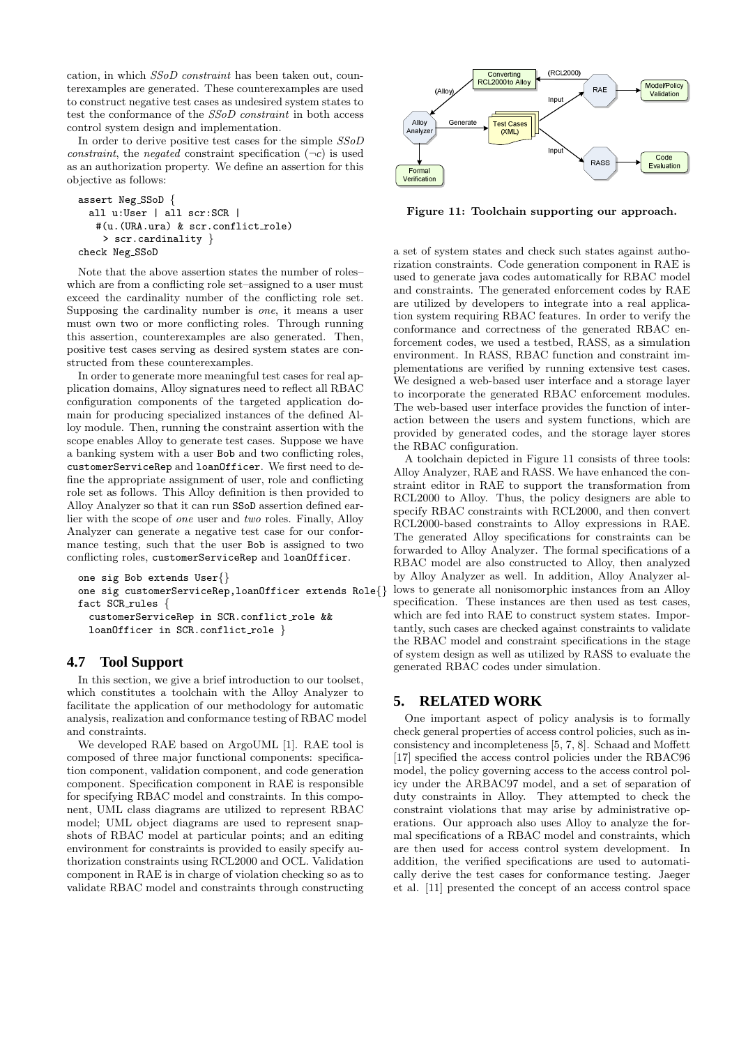cation, in which *SSoD constraint* has been taken out, counterexamples are generated. These counterexamples are used to construct negative test cases as undesired system states to test the conformance of the *SSoD constraint* in both access control system design and implementation.

In order to derive positive test cases for the simple *SSoD constraint*, the *negated* constraint specification ($\neg c$) is used as an authorization property. We define an assertion for this objective as follows:

```
assert Neg_SSoD {
  all u:User | all scr:SCR |
   #(u.(URA.ura) & scr.conflict_role)
    > scr.cardinality }
check Neg_SSoD
```

Note that the above assertion states the number of roles–which are from a conflicting role set–assigned to a user must exceed the cardinality number of the conflicting role set. Supposing the cardinality number is *one*, it means a user must own two or more conflicting roles. Through running this assertion, counterexamples are also generated. Then, positive test cases serving as desired system states are constructed from these counterexamples.

In order to generate more meaningful test cases for real application domains, Alloy signatures need to reflect all RBAC configuration components of the targeted application domain for producing specialized instances of the defined Alloy module. Then, running the constraint assertion with the scope enables Alloy to generate test cases. Suppose we have a banking system with a user Bob and two conflicting roles, customerServiceRep and loanOfficer. We first need to define the appropriate assignment of user, role and conflicting role set as follows. This Alloy definition is then provided to Alloy Analyzer so that it can run SSoD assertion defined earlier with the scope of *one* user and *two* roles. Finally, Alloy Analyzer can generate a negative test case for our conformance testing, such that the user Bob is assigned to two conflicting roles, customerServiceRep and loanOfficer.

```
one sig Bob extends User{}
one sig customerServiceRep,loanOfficer extends Role{}
fact SCR_rules {
  customerServiceRep in SCR.conflict_role &&
  loanOfficer in SCR.conflict_role }
```

## 4.7 Tool Support

In this section, we give a brief introduction to our toolset, which constitutes a toolchain with the Alloy Analyzer to facilitate the application of our methodology for automatic analysis, realization and conformance testing of RBAC model and constraints.

We developed RAE based on ArgoUML [1]. RAE tool is composed of three major functional components: specification component, validation component, and code generation component. Specification component in RAE is responsible for specifying RBAC model and constraints. In this component, UML class diagrams are utilized to represent RBAC model; UML object diagrams are used to represent snapshots of RBAC model at particular points; and an editing environment for constraints is provided to easily specify authorization constraints using RCL2000 and OCL. Validation component in RAE is in charge of violation checking so as to validate RBAC model and constraints through constructing a set of system states and check such states against authorization constraints. Code generation component in RAE is used to generate java codes automatically for RBAC model and constraints. The generated enforcement codes by RAE are utilized by developers to integrate into a real application system requiring RBAC features. In order to verify the conformance and correctness of the generated RBAC enforcement codes, we used a testbed, RASS, as a simulation environment. In RASS, RBAC function and constraint implementations are verified by running extensive test cases. We designed a web-based user interface and a storage layer to incorporate the generated RBAC enforcement modules. The web-based user interface provides the function of interaction between the users and system functions, which are provided by generated codes, and the storage layer stores the RBAC configuration.

**Figure 11: Toolchain supporting our approach.**

A toolchain depicted in Figure 11 consists of three tools: Alloy Analyzer, RAE and RASS. We have enhanced the constraint editor in RAE to support the transformation from RCL2000 to Alloy. Thus, the policy designers are able to specify RBAC constraints with RCL2000, and then convert RCL2000-based constraints to Alloy expressions in RAE. The generated Alloy specifications for constraints can be forwarded to Alloy Analyzer. The formal specifications of a RBAC model are also constructed to Alloy, then analyzed by Alloy Analyzer as well. In addition, Alloy Analyzer allows to generate all nonisomorphic instances from an Alloy specification. These instances are then used as test cases, which are fed into RAE to construct system states. Importantly, such cases are checked against constraints to validate the RBAC model and constraint specifications in the stage of system design as well as utilized by RASS to evaluate the generated RBAC codes under simulation.

# 5. RELATED WORK

One important aspect of policy analysis is to formally check general properties of access control policies, such as inconsistency and incompleteness [5, 7, 8]. Schaad and Moffett [17] specified the access control policies under the RBAC96 model, the policy governing access to the access control policy under the ARBAC97 model, and a set of separation of duty constraints in Alloy. They attempted to check the constraint violations that may arise by administrative operations. Our approach also uses Alloy to analyze the formal specifications of a RBAC model and constraints, which are then used for access control system development. In addition, the verified specifications are used to automatically derive the test cases for conformance testing. Jaeger et al. [11] presented the concept of an access control space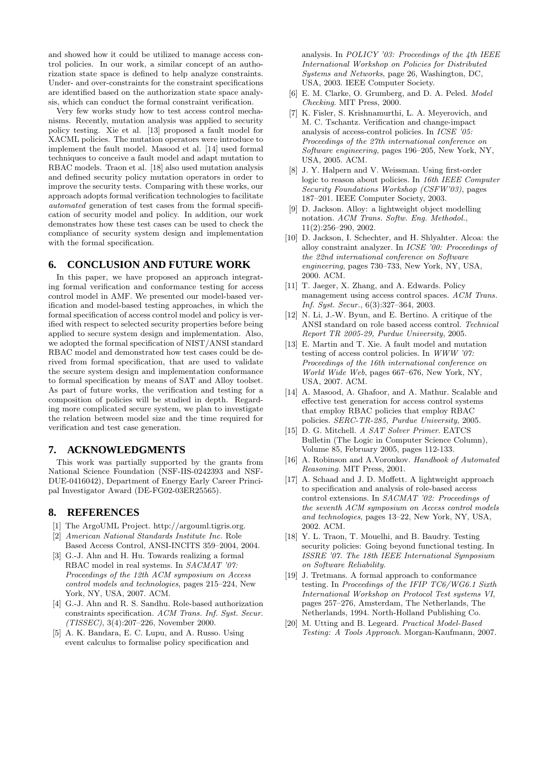and showed how it could be utilized to manage access control policies. In our work, a similar concept of an authorization state space is defined to help analyze constraints. Under- and over-constraints for the constraint specifications are identified based on the authorization state space analysis, which can conduct the formal constraint verification.

Very few works study how to test access control mechanisms. Recently, mutation analysis was applied to security policy testing. Xie et al. [13] proposed a fault model for XACML policies. The mutation operators were introduce to implement the fault model. Masood et al. [14] used formal techniques to conceive a fault model and adapt mutation to RBAC models. Traon et al. [18] also used mutation analysis and defined security policy mutation operators in order to improve the security tests. Comparing with these works, our approach adopts formal verification technologies to facilitate *automated* generation of test cases from the formal specification of security model and policy. In addition, our work demonstrates how these test cases can be used to check the compliance of security system design and implementation with the formal specification.

## 6. CONCLUSION AND FUTURE WORK

In this paper, we have proposed an approach integrating formal verification and conformance testing for access control model in AMF. We presented our model-based verification and model-based testing approaches, in which the formal specification of access control model and policy is verified with respect to selected security properties before being applied to secure system design and implementation. Also, we adopted the formal specification of NIST/ANSI standard RBAC model and demonstrated how test cases could be derived from formal specification, that are used to validate the secure system design and implementation conformance to formal specification by means of SAT and Alloy toolset. As part of future works, the verification and testing for a composition of policies will be studied in depth. Regarding more complicated secure system, we plan to investigate the relation between model size and the time required for verification and test case generation.

## 7. ACKNOWLEDGMENTS

This work was partially supported by the grants from National Science Foundation (NSF-IIS-0242393 and NSF-DUE-0416042), Department of Energy Early Career Principal Investigator Award (DE-FG02-03ER25565).

## 8. REFERENCES

[1] The ArgoUML Project. http://argouml.tigris.org.

[2] *American National Standards Institute Inc.* Role Based Access Control, ANSI-INCITS 359–2004, 2004.

[3] G.-J. Ahn and H. Hu. Towards realizing a formal RBAC model in real systems. In *SACMAT '07: Proceedings of the 12th ACM symposium on Access control models and technologies*, pages 215–224, New York, NY, USA, 2007. ACM.

[4] G.-J. Ahn and R. S. Sandhu. Role-based authorization constraints specification. *ACM Trans. Inf. Syst. Secur. (TISSEC)*, 3(4):207–226, November 2000.

[5] A. K. Bandara, E. C. Lupu, and A. Russo. Using event calculus to formalise policy specification and analysis. In *POLICY '03: Proceedings of the 4th IEEE International Workshop on Policies for Distributed Systems and Networks*, page 26, Washington, DC, USA, 2003. IEEE Computer Society.

[6] E. M. Clarke, O. Grumberg, and D. A. Peled. *Model Checking*. MIT Press, 2000.

[7] K. Fisler, S. Krishnamurthi, L. A. Meyerovich, and M. C. Tschantz. Verification and change-impact analysis of access-control policies. In *ICSE '05: Proceedings of the 27th international conference on Software engineering*, pages 196–205, New York, NY, USA, 2005. ACM.

[8] J. Y. Halpern and V. Weissman. Using first-order logic to reason about policies. In *16th IEEE Computer Security Foundations Workshop (CSFW'03)*, pages 187–201. IEEE Computer Society, 2003.

[9] D. Jackson. Alloy: a lightweight object modelling notation. *ACM Trans. Softw. Eng. Methodol.*, 11(2):256–290, 2002.

[10] D. Jackson, I. Schechter, and H. Shlyahter. Alcoa: the alloy constraint analyzer. In *ICSE '00: Proceedings of the 22nd international conference on Software engineering*, pages 730–733, New York, NY, USA, 2000. ACM.

[11] T. Jaeger, X. Zhang, and A. Edwards. Policy management using access control spaces. *ACM Trans. Inf. Syst. Secur.*, 6(3):327–364, 2003.

[12] N. Li, J.-W. Byun, and E. Bertino. A critique of the ANSI standard on role based access control. *Technical Report TR 2005-29, Purdue University*, 2005.

[13] E. Martin and T. Xie. A fault model and mutation testing of access control policies. In *WWW '07: Proceedings of the 16th international conference on World Wide Web*, pages 667–676, New York, NY, USA, 2007. ACM.

[14] A. Masood, A. Ghafoor, and A. Mathur. Scalable and effective test generation for access control systems that employ RBAC policies that employ RBAC policies. *SERC-TR-285, Purdue University*, 2005.

[15] D. G. Mitchell. *A SAT Solver Primer*. EATCS Bulletin (The Logic in Computer Science Column), Volume 85, February 2005, pages 112-133.

[16] A. Robinson and A.Voronkov. *Handbook of Automated Reasoning*. MIT Press, 2001.

[17] A. Schaad and J. D. Moffett. A lightweight approach to specification and analysis of role-based access control extensions. In *SACMAT '02: Proceedings of the seventh ACM symposium on Access control models and technologies*, pages 13–22, New York, NY, USA, 2002. ACM.

[18] Y. L. Traon, T. Mouelhi, and B. Baudry. Testing security policies: Going beyond functional testing. In *ISSRE '07. The 18th IEEE International Symposium on Software Reliability*.

[19] J. Tretmans. A formal approach to conformance testing. In *Proceedings of the IFIP TC6/WG6.1 Sixth International Workshop on Protocol Test systems VI*, pages 257–276, Amsterdam, The Netherlands, The Netherlands, 1994. North-Holland Publishing Co.

[20] M. Utting and B. Legeard. *Practical Model-Based Testing: A Tools Approach*. Morgan-Kaufmann, 2007.